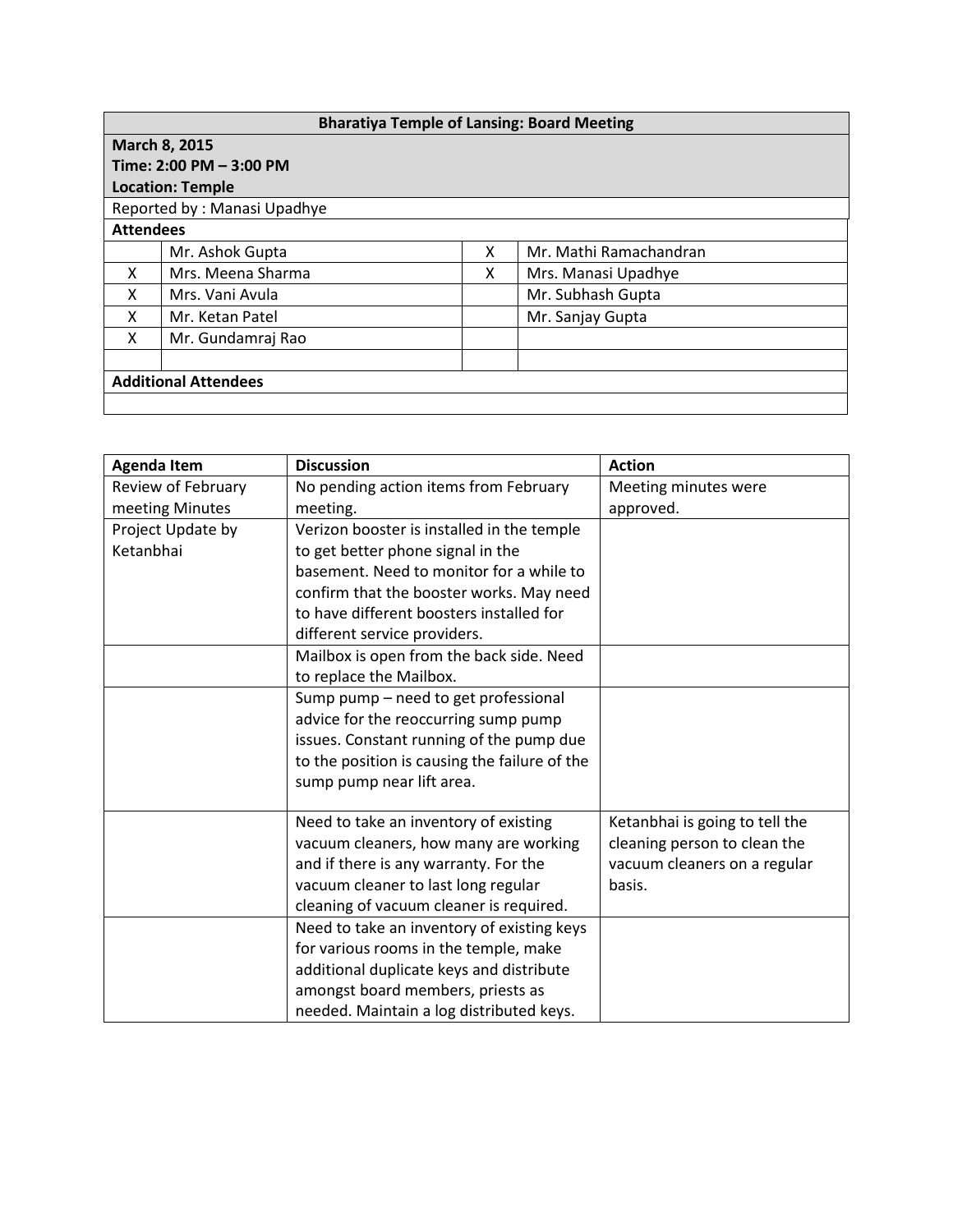| Bharatiya Temple of Lansing: Board Meeting | | | |
|---|---|---|---|
| **March 8, 2015**<br>**Time: 2:00 PM – 3:00 PM**<br>**Location: Temple** | | | |
| Reported by : Manasi Upadhye | | | |
| **Attendees** | | | |
| | Mr. Ashok Gupta | X | Mr. Mathi Ramachandran |
| X | Mrs. Meena Sharma | X | Mrs. Manasi Upadhye |
| X | Mrs. Vani Avula | | Mr. Subhash Gupta |
| X | Mr. Ketan Patel | | Mr. Sanjay Gupta |
| X | Mr. Gundamraj Rao | | |
| | | | |
| **Additional Attendees** | | | |
| | | | |

| Agenda Item | Discussion | Action |
|---|---|---|
| Review of February meeting Minutes | No pending action items from February meeting. | Meeting minutes were approved. |
| Project Update by Ketanbhai | Verizon booster is installed in the temple to get better phone signal in the basement. Need to monitor for a while to confirm that the booster works. May need to have different boosters installed for different service providers. | |
| | Mailbox is open from the back side. Need to replace the Mailbox. | |
| | Sump pump – need to get professional advice for the reoccurring sump pump issues. Constant running of the pump due to the position is causing the failure of the sump pump near lift area. | |
| | Need to take an inventory of existing vacuum cleaners, how many are working and if there is any warranty. For the vacuum cleaner to last long regular cleaning of vacuum cleaner is required. | Ketanbhai is going to tell the cleaning person to clean the vacuum cleaners on a regular basis. |
| | Need to take an inventory of existing keys for various rooms in the temple, make additional duplicate keys and distribute amongst board members, priests as needed. Maintain a log distributed keys. | |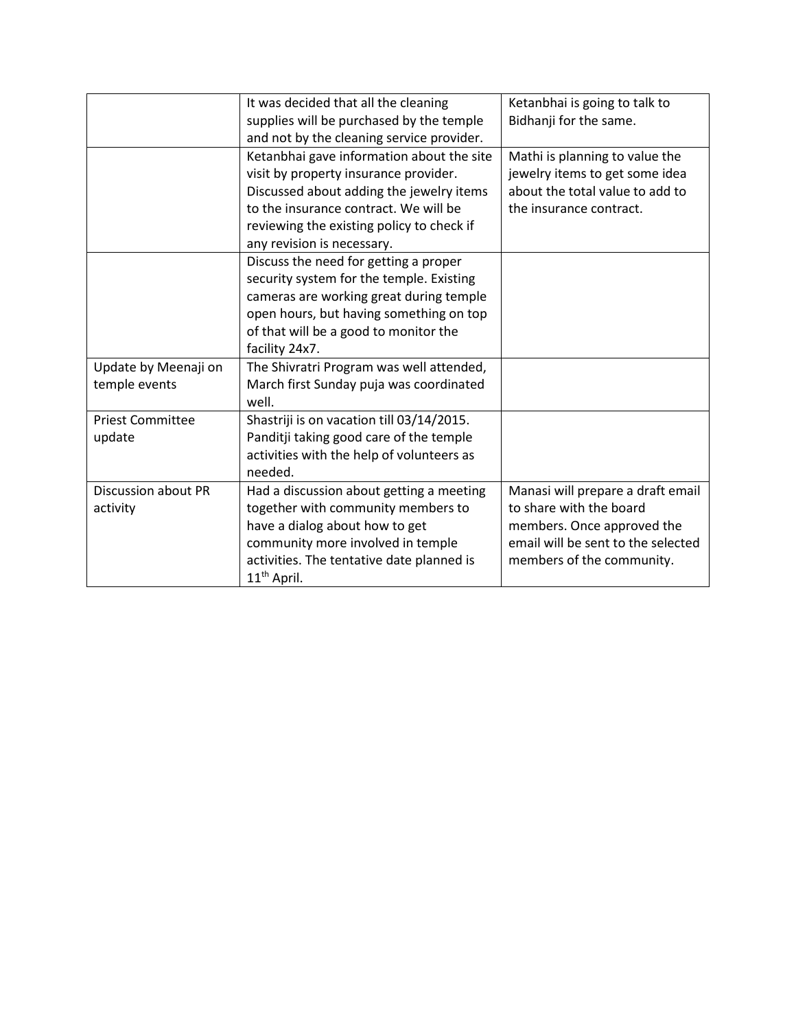| | | |
|---|---|---|
| | It was decided that all the cleaning supplies will be purchased by the temple and not by the cleaning service provider. | Ketanbhai is going to talk to Bidhanji for the same. |
| | Ketanbhai gave information about the site visit by property insurance provider. Discussed about adding the jewelry items to the insurance contract. We will be reviewing the existing policy to check if any revision is necessary. | Mathi is planning to value the jewelry items to get some idea about the total value to add to the insurance contract. |
| | Discuss the need for getting a proper security system for the temple. Existing cameras are working great during temple open hours, but having something on top of that will be a good to monitor the facility 24x7. | |
| Update by Meenaji on temple events | The Shivratri Program was well attended, March first Sunday puja was coordinated well. | |
| Priest Committee update | Shastriji is on vacation till 03/14/2015. Panditji taking good care of the temple activities with the help of volunteers as needed. | |
| Discussion about PR activity | Had a discussion about getting a meeting together with community members to have a dialog about how to get community more involved in temple activities. The tentative date planned is 11th April. | Manasi will prepare a draft email to share with the board members. Once approved the email will be sent to the selected members of the community. |